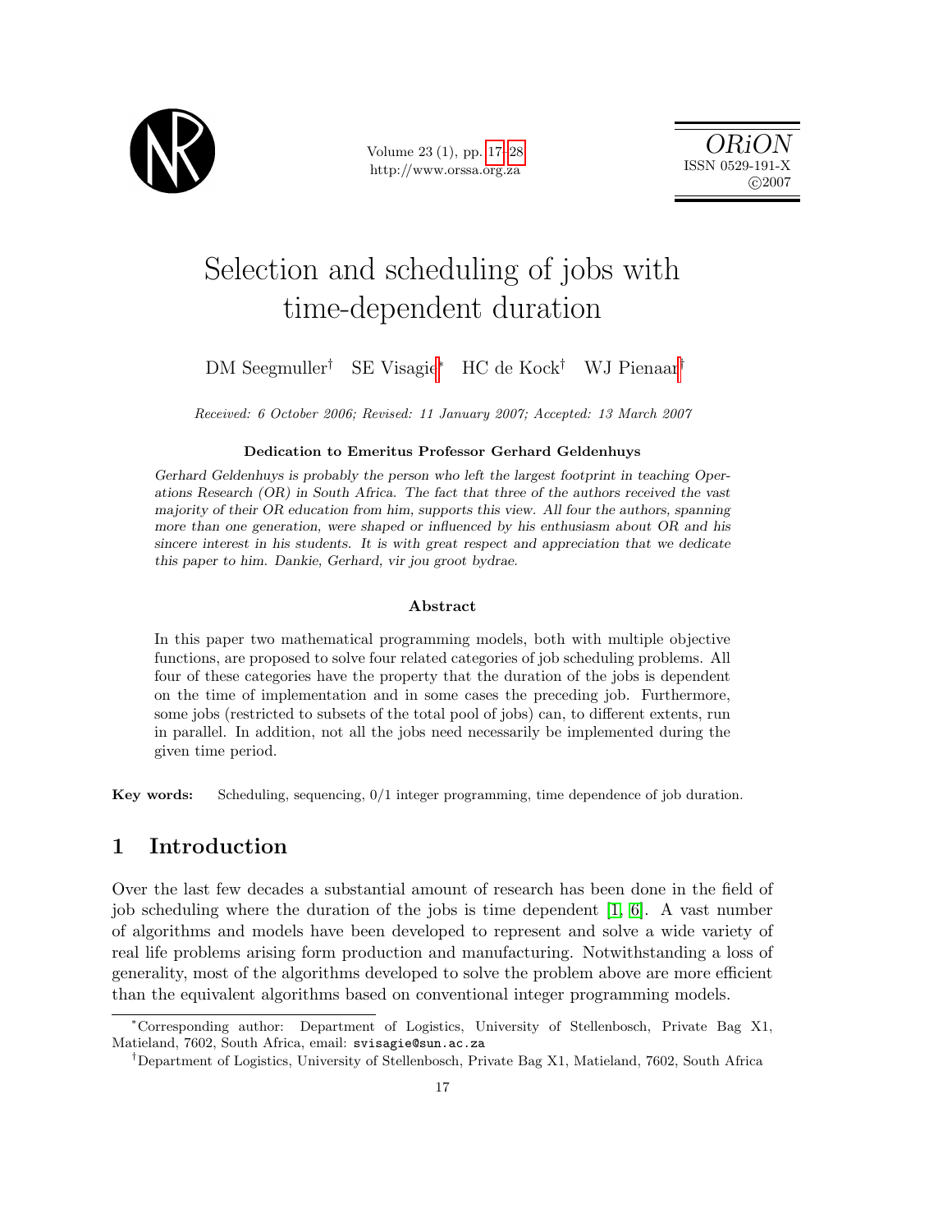# Selection and scheduling of jobs with time-dependent duration

DM Seegmuller[†] SE Visagie[*] HC de Kock[†] WJ Pienaar[†]

*Received: 6 October 2006; Revised: 11 January 2007; Accepted: 13 March 2007*

**Dedication to Emeritus Professor Gerhard Geldenhuys**

*Gerhard Geldenhuys is probably the person who left the largest footprint in teaching Operations Research (OR) in South Africa. The fact that three of the authors received the vast majority of their OR education from him, supports this view. All four the authors, spanning more than one generation, were shaped or influenced by his enthusiasm about OR and his sincere interest in his students. It is with great respect and appreciation that we dedicate this paper to him. Dankie, Gerhard, vir jou groot bydrae.*

**Abstract**

In this paper two mathematical programming models, both with multiple objective functions, are proposed to solve four related categories of job scheduling problems. All four of these categories have the property that the duration of the jobs is dependent on the time of implementation and in some cases the preceding job. Furthermore, some jobs (restricted to subsets of the total pool of jobs) can, to different extents, run in parallel. In addition, not all the jobs need necessarily be implemented during the given time period.

**Key words:** Scheduling, sequencing, 0/1 integer programming, time dependence of job duration.

## 1 Introduction

Over the last few decades a substantial amount of research has been done in the field of job scheduling where the duration of the jobs is time dependent [1, 6]. A vast number of algorithms and models have been developed to represent and solve a wide variety of real life problems arising form production and manufacturing. Notwithstanding a loss of generality, most of the algorithms developed to solve the problem above are more efficient than the equivalent algorithms based on conventional integer programming models.

[*]Corresponding author: Department of Logistics, University of Stellenbosch, Private Bag X1, Matieland, 7602, South Africa, email: svisagie@sun.ac.za

[†]Department of Logistics, University of Stellenbosch, Private Bag X1, Matieland, 7602, South Africa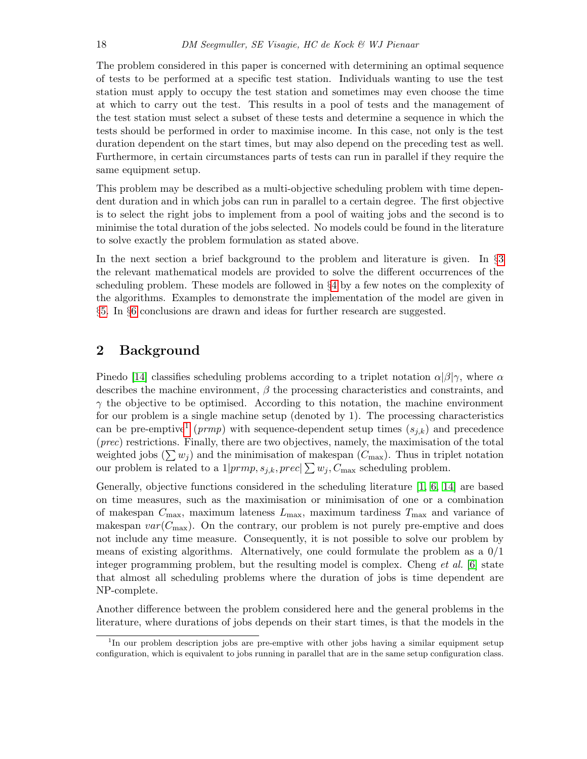The problem considered in this paper is concerned with determining an optimal sequence of tests to be performed at a specific test station. Individuals wanting to use the test station must apply to occupy the test station and sometimes may even choose the time at which to carry out the test. This results in a pool of tests and the management of the test station must select a subset of these tests and determine a sequence in which the tests should be performed in order to maximise income. In this case, not only is the test duration dependent on the start times, but may also depend on the preceding test as well. Furthermore, in certain circumstances parts of tests can run in parallel if they require the same equipment setup.

This problem may be described as a multi-objective scheduling problem with time dependent duration and in which jobs can run in parallel to a certain degree. The first objective is to select the right jobs to implement from a pool of waiting jobs and the second is to minimise the total duration of the jobs selected. No models could be found in the literature to solve exactly the problem formulation as stated above.

In the next section a brief background to the problem and literature is given. In §3 the relevant mathematical models are provided to solve the different occurrences of the scheduling problem. These models are followed in §4 by a few notes on the complexity of the algorithms. Examples to demonstrate the implementation of the model are given in §5. In §6 conclusions are drawn and ideas for further research are suggested.

## 2 Background

Pinedo [14] classifies scheduling problems according to a triplet notation $\alpha|\beta|\gamma$, where $\alpha$ describes the machine environment, $\beta$ the processing characteristics and constraints, and $\gamma$ the objective to be optimised. According to this notation, the machine environment for our problem is a single machine setup (denoted by 1). The processing characteristics can be pre-emptive[1] (*prmp*) with sequence-dependent setup times ($s_{j,k}$) and precedence (*prec*) restrictions. Finally, there are two objectives, namely, the maximisation of the total weighted jobs ($\sum w_j$) and the minimisation of makespan ($C_{\max}$). Thus in triplet notation our problem is related to a $1|prmp, s_{j,k}, prec|\sum w_j, C_{\max}$ scheduling problem.

Generally, objective functions considered in the scheduling literature [1, 6, 14] are based on time measures, such as the maximisation or minimisation of one or a combination of makespan $C_{\max}$, maximum lateness $L_{\max}$, maximum tardiness $T_{\max}$ and variance of makespan $var(C_{\max})$. On the contrary, our problem is not purely pre-emptive and does not include any time measure. Consequently, it is not possible to solve our problem by means of existing algorithms. Alternatively, one could formulate the problem as a 0/1 integer programming problem, but the resulting model is complex. Cheng *et al.* [6] state that almost all scheduling problems where the duration of jobs is time dependent are NP-complete.

Another difference between the problem considered here and the general problems in the literature, where durations of jobs depends on their start times, is that the models in the

[1] In our problem description jobs are pre-emptive with other jobs having a similar equipment setup configuration, which is equivalent to jobs running in parallel that are in the same setup configuration class.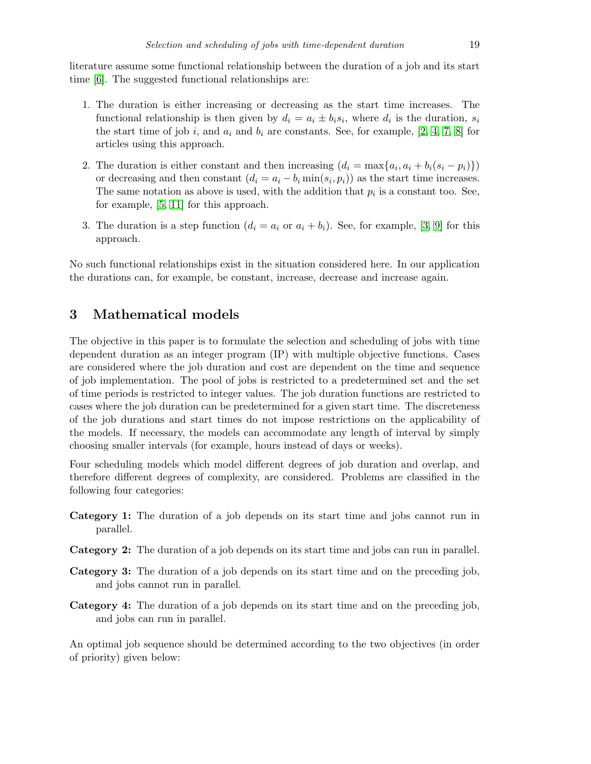literature assume some functional relationship between the duration of a job and its start time [6]. The suggested functional relationships are:

1. The duration is either increasing or decreasing as the start time increases. The functional relationship is then given by $d_i = a_i \pm b_i s_i$, where $d_i$ is the duration, $s_i$ the start time of job $i$, and $a_i$ and $b_i$ are constants. See, for example, [2, 4, 7, 8] for articles using this approach.
2. The duration is either constant and then increasing ($d_i = \max\{a_i, a_i + b_i(s_i - p_i)\}$) or decreasing and then constant ($d_i = a_i - b_i \min(s_i, p_i)$) as the start time increases. The same notation as above is used, with the addition that $p_i$ is a constant too. See, for example, [5, 11] for this approach.
3. The duration is a step function ($d_i = a_i$ or $a_i + b_i$). See, for example, [3, 9] for this approach.

No such functional relationships exist in the situation considered here. In our application the durations can, for example, be constant, increase, decrease and increase again.

## 3 Mathematical models

The objective in this paper is to formulate the selection and scheduling of jobs with time dependent duration as an integer program (IP) with multiple objective functions. Cases are considered where the job duration and cost are dependent on the time and sequence of job implementation. The pool of jobs is restricted to a predetermined set and the set of time periods is restricted to integer values. The job duration functions are restricted to cases where the job duration can be predetermined for a given start time. The discreteness of the job durations and start times do not impose restrictions on the applicability of the models. If necessary, the models can accommodate any length of interval by simply choosing smaller intervals (for example, hours instead of days or weeks).

Four scheduling models which model different degrees of job duration and overlap, and therefore different degrees of complexity, are considered. Problems are classified in the following four categories:

**Category 1:** The duration of a job depends on its start time and jobs cannot run in parallel.

**Category 2:** The duration of a job depends on its start time and jobs can run in parallel.

**Category 3:** The duration of a job depends on its start time and on the preceding job, and jobs cannot run in parallel.

**Category 4:** The duration of a job depends on its start time and on the preceding job, and jobs can run in parallel.

An optimal job sequence should be determined according to the two objectives (in order of priority) given below: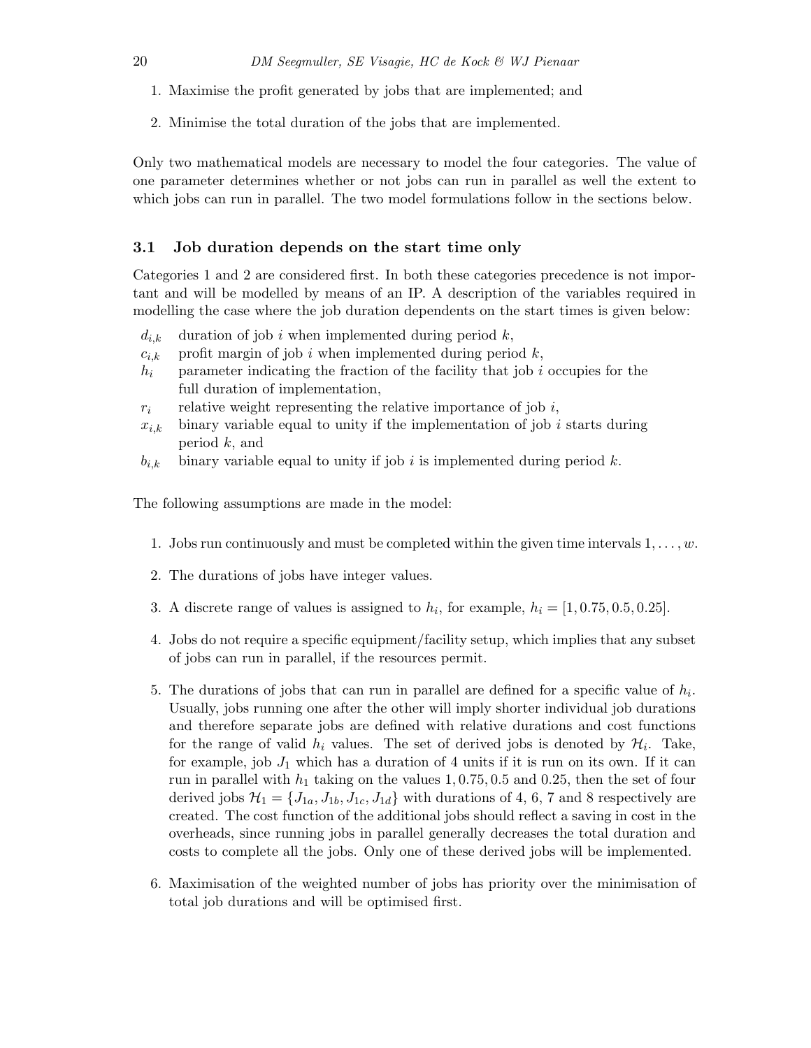1. Maximise the profit generated by jobs that are implemented; and
2. Minimise the total duration of the jobs that are implemented.

Only two mathematical models are necessary to model the four categories. The value of one parameter determines whether or not jobs can run in parallel as well the extent to which jobs can run in parallel. The two model formulations follow in the sections below.

### 3.1 Job duration depends on the start time only

Categories 1 and 2 are considered first. In both these categories precedence is not important and will be modelled by means of an IP. A description of the variables required in modelling the case where the job duration dependents on the start times is given below:

- $d_{i,k}$ duration of job $i$ when implemented during period $k$,
- $c_{i,k}$ profit margin of job $i$ when implemented during period $k$,
- $h_i$ parameter indicating the fraction of the facility that job $i$ occupies for the full duration of implementation,
- $r_i$ relative weight representing the relative importance of job $i$,
- $x_{i,k}$ binary variable equal to unity if the implementation of job $i$ starts during period $k$, and
- $b_{i,k}$ binary variable equal to unity if job $i$ is implemented during period $k$.

The following assumptions are made in the model:

1. Jobs run continuously and must be completed within the given time intervals $1, \ldots, w$.
2. The durations of jobs have integer values.
3. A discrete range of values is assigned to $h_i$, for example, $h_i = [1, 0.75, 0.5, 0.25]$.
4. Jobs do not require a specific equipment/facility setup, which implies that any subset of jobs can run in parallel, if the resources permit.
5. The durations of jobs that can run in parallel are defined for a specific value of $h_i$. Usually, jobs running one after the other will imply shorter individual job durations and therefore separate jobs are defined with relative durations and cost functions for the range of valid $h_i$ values. The set of derived jobs is denoted by $\mathcal{H}_i$. Take, for example, job $J_1$ which has a duration of 4 units if it is run on its own. If it can run in parallel with $h_1$ taking on the values 1, 0.75, 0.5 and 0.25, then the set of four derived jobs $\mathcal{H}_1 = \{J_{1a}, J_{1b}, J_{1c}, J_{1d}\}$ with durations of 4, 6, 7 and 8 respectively are created. The cost function of the additional jobs should reflect a saving in cost in the overheads, since running jobs in parallel generally decreases the total duration and costs to complete all the jobs. Only one of these derived jobs will be implemented.
6. Maximisation of the weighted number of jobs has priority over the minimisation of total job durations and will be optimised first.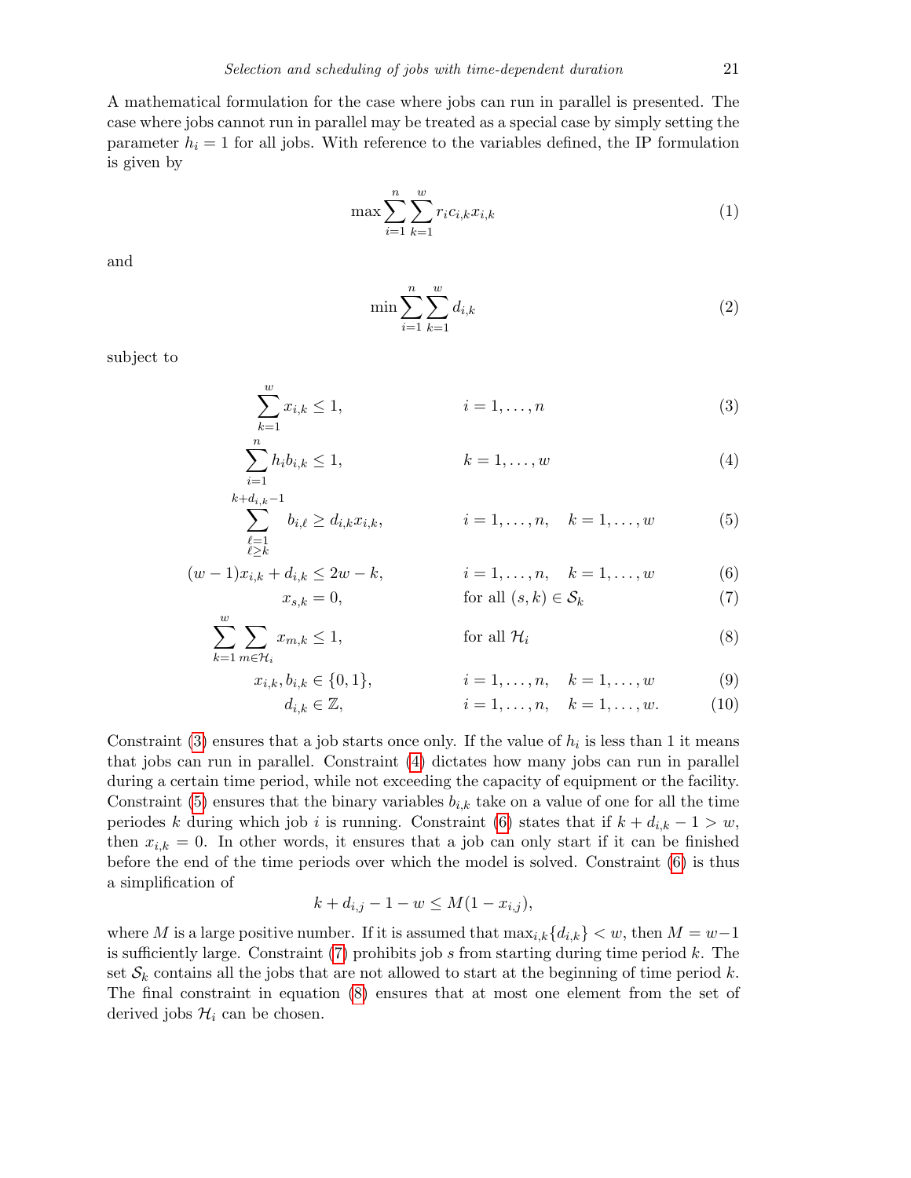A mathematical formulation for the case where jobs can run in parallel is presented. The case where jobs cannot run in parallel may be treated as a special case by simply setting the parameter $h_i = 1$ for all jobs. With reference to the variables defined, the IP formulation is given by

$$\max \sum_{i=1}^{n} \sum_{k=1}^{w} r_i c_{i,k} x_{i,k} \tag{1}$$

and

$$\min \sum_{i=1}^{n} \sum_{k=1}^{w} d_{i,k} \tag{2}$$

subject to

$$\sum_{k=1}^{w} x_{i,k} \leq 1, \qquad i = 1, \ldots, n \tag{3}$$

$$\sum_{i=1}^{n} h_i b_{i,k} \leq 1, \qquad k = 1, \ldots, w \tag{4}$$

$$\sum_{\substack{\ell=1 \\ \ell \geq k}}^{k+d_{i,k}-1} b_{i,\ell} \geq d_{i,k} x_{i,k}, \qquad i = 1, \ldots, n, \quad k = 1, \ldots, w \tag{5}$$

$$(w-1)x_{i,k} + d_{i,k} \leq 2w - k, \qquad i = 1, \ldots, n, \quad k = 1, \ldots, w \tag{6}$$

$$x_{s,k} = 0, \qquad \text{for all } (s,k) \in \mathcal{S}_k \tag{7}$$

$$\sum_{k=1}^{w} \sum_{m \in \mathcal{H}_i} x_{m,k} \leq 1, \qquad \text{for all } \mathcal{H}_i \tag{8}$$

$$x_{i,k}, b_{i,k} \in \{0,1\}, \qquad i = 1, \ldots, n, \quad k = 1, \ldots, w \tag{9}$$

$$d_{i,k} \in \mathbb{Z}, \qquad i = 1, \ldots, n, \quad k = 1, \ldots, w. \tag{10}$$

Constraint (3) ensures that a job starts once only. If the value of $h_i$ is less than 1 it means that jobs can run in parallel. Constraint (4) dictates how many jobs can run in parallel during a certain time period, while not exceeding the capacity of equipment or the facility. Constraint (5) ensures that the binary variables $b_{i,k}$ take on a value of one for all the time periodes $k$ during which job $i$ is running. Constraint (6) states that if $k + d_{i,k} - 1 > w$, then $x_{i,k} = 0$. In other words, it ensures that a job can only start if it can be finished before the end of the time periods over which the model is solved. Constraint (6) is thus a simplification of

$$k + d_{i,j} - 1 - w \leq M(1 - x_{i,j}),$$

where $M$ is a large positive number. If it is assumed that $\max_{i,k}\{d_{i,k}\} < w$, then $M = w-1$ is sufficiently large. Constraint (7) prohibits job $s$ from starting during time period $k$. The set $\mathcal{S}_k$ contains all the jobs that are not allowed to start at the beginning of time period $k$. The final constraint in equation (8) ensures that at most one element from the set of derived jobs $\mathcal{H}_i$ can be chosen.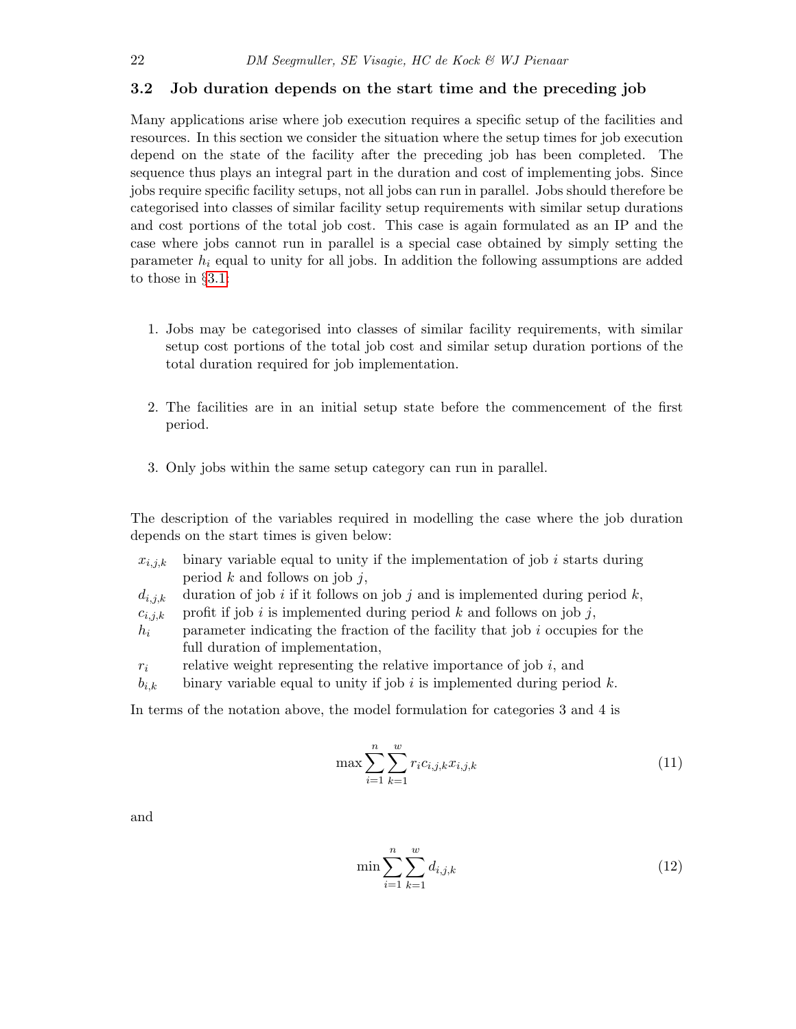### 3.2 Job duration depends on the start time and the preceding job

Many applications arise where job execution requires a specific setup of the facilities and resources. In this section we consider the situation where the setup times for job execution depend on the state of the facility after the preceding job has been completed. The sequence thus plays an integral part in the duration and cost of implementing jobs. Since jobs require specific facility setups, not all jobs can run in parallel. Jobs should therefore be categorised into classes of similar facility setup requirements with similar setup durations and cost portions of the total job cost. This case is again formulated as an IP and the case where jobs cannot run in parallel is a special case obtained by simply setting the parameter $h_i$ equal to unity for all jobs. In addition the following assumptions are added to those in §3.1:

1. Jobs may be categorised into classes of similar facility requirements, with similar setup cost portions of the total job cost and similar setup duration portions of the total duration required for job implementation.

2. The facilities are in an initial setup state before the commencement of the first period.

3. Only jobs within the same setup category can run in parallel.

The description of the variables required in modelling the case where the job duration depends on the start times is given below:

- $x_{i,j,k}$ binary variable equal to unity if the implementation of job $i$ starts during period $k$ and follows on job $j$,
- $d_{i,j,k}$ duration of job $i$ if it follows on job $j$ and is implemented during period $k$,
- $c_{i,j,k}$ profit if job $i$ is implemented during period $k$ and follows on job $j$,
- $h_i$ parameter indicating the fraction of the facility that job $i$ occupies for the full duration of implementation,
- $r_i$ relative weight representing the relative importance of job $i$, and
- $b_{i,k}$ binary variable equal to unity if job $i$ is implemented during period $k$.

In terms of the notation above, the model formulation for categories 3 and 4 is

$$\max \sum_{i=1}^{n} \sum_{k=1}^{w} r_i c_{i,j,k} x_{i,j,k} \tag{11}$$

and

$$\min \sum_{i=1}^{n} \sum_{k=1}^{w} d_{i,j,k} \tag{12}$$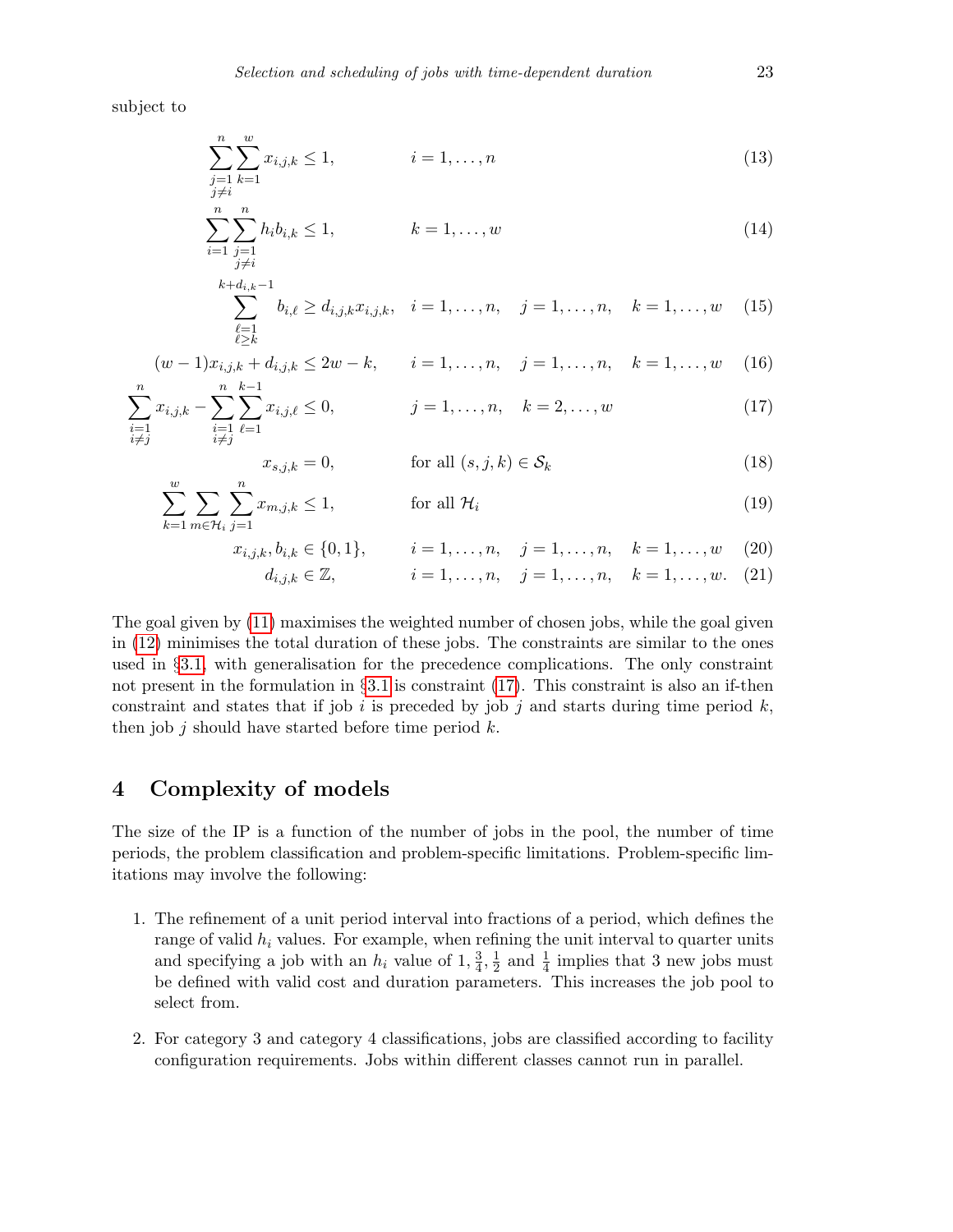subject to

$$\sum_{\substack{j=1\\j\neq i}}^{n}\sum_{k=1}^{w} x_{i,j,k} \leq 1, \qquad i=1,\ldots,n \tag{13}$$

$$\sum_{i=1}^{n}\sum_{\substack{j=1\\j\neq i}}^{n} h_i b_{i,k} \leq 1, \qquad k=1,\ldots,w \tag{14}$$

$$\sum_{\substack{\ell=1\\\ell\geq k}}^{k+d_{i,k}-1} b_{i,\ell} \geq d_{i,j,k}x_{i,j,k}, \quad i=1,\ldots,n, \quad j=1,\ldots,n, \quad k=1,\ldots,w \tag{15}$$

$$(w-1)x_{i,j,k} + d_{i,j,k} \leq 2w-k, \quad i=1,\ldots,n, \quad j=1,\ldots,n, \quad k=1,\ldots,w \tag{16}$$

$$\sum_{\substack{i=1\\i\neq j}}^{n} x_{i,j,k} - \sum_{\substack{i=1\\i\neq j}}^{n}\sum_{\ell=1}^{k-1} x_{i,j,\ell} \leq 0, \qquad j=1,\ldots,n, \quad k=2,\ldots,w \tag{17}$$

$$x_{s,j,k} = 0, \qquad \text{for all } (s,j,k)\in\mathcal{S}_k \tag{18}$$

$$\sum_{k=1}^{w}\sum_{m\in\mathcal{H}_i}\sum_{j=1}^{n} x_{m,j,k} \leq 1, \qquad \text{for all } \mathcal{H}_i \tag{19}$$

$$x_{i,j,k}, b_{i,k} \in \{0,1\}, \qquad i=1,\ldots,n, \quad j=1,\ldots,n, \quad k=1,\ldots,w \tag{20}$$

$$d_{i,j,k} \in \mathbb{Z}, \qquad i=1,\ldots,n, \quad j=1,\ldots,n, \quad k=1,\ldots,w. \tag{21}$$

The goal given by (11) maximises the weighted number of chosen jobs, while the goal given in (12) minimises the total duration of these jobs. The constraints are similar to the ones used in §3.1, with generalisation for the precedence complications. The only constraint not present in the formulation in §3.1 is constraint (17). This constraint is also an if-then constraint and states that if job $i$ is preceded by job $j$ and starts during time period $k$, then job $j$ should have started before time period $k$.

## 4 Complexity of models

The size of the IP is a function of the number of jobs in the pool, the number of time periods, the problem classification and problem-specific limitations. Problem-specific limitations may involve the following:

1. The refinement of a unit period interval into fractions of a period, which defines the range of valid $h_i$ values. For example, when refining the unit interval to quarter units and specifying a job with an $h_i$ value of $1, \frac{3}{4}, \frac{1}{2}$ and $\frac{1}{4}$ implies that 3 new jobs must be defined with valid cost and duration parameters. This increases the job pool to select from.
2. For category 3 and category 4 classifications, jobs are classified according to facility configuration requirements. Jobs within different classes cannot run in parallel.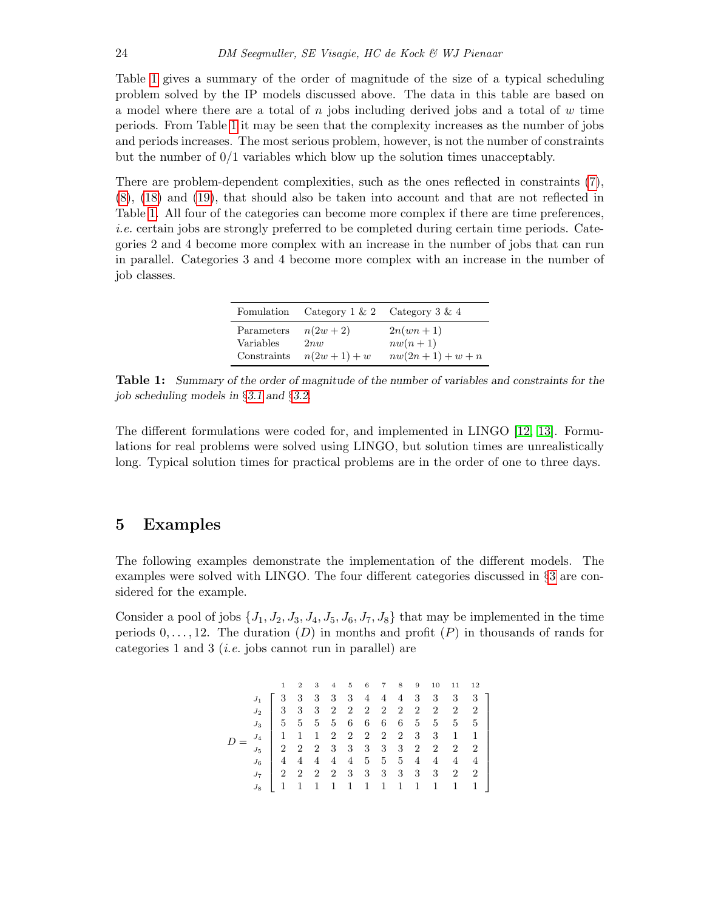Table 1 gives a summary of the order of magnitude of the size of a typical scheduling problem solved by the IP models discussed above. The data in this table are based on a model where there are a total of $n$ jobs including derived jobs and a total of $w$ time periods. From Table 1 it may be seen that the complexity increases as the number of jobs and periods increases. The most serious problem, however, is not the number of constraints but the number of 0/1 variables which blow up the solution times unacceptably.

There are problem-dependent complexities, such as the ones reflected in constraints (7), (8), (18) and (19), that should also be taken into account and that are not reflected in Table 1. All four of the categories can become more complex if there are time preferences, *i.e.* certain jobs are strongly preferred to be completed during certain time periods. Categories 2 and 4 become more complex with an increase in the number of jobs that can run in parallel. Categories 3 and 4 become more complex with an increase in the number of job classes.

| Fomulation | Category 1 & 2 | Category 3 & 4 |
|---|---|---|
| Parameters | $n(2w+2)$ | $2n(wn+1)$ |
| Variables | $2nw$ | $nw(n+1)$ |
| Constraints | $n(2w+1)+w$ | $nw(2n+1)+w+n$ |

**Table 1:** *Summary of the order of magnitude of the number of variables and constraints for the job scheduling models in §3.1 and §3.2.*

The different formulations were coded for, and implemented in LINGO [12, 13]. Formulations for real problems were solved using LINGO, but solution times are unrealistically long. Typical solution times for practical problems are in the order of one to three days.

## 5 Examples

The following examples demonstrate the implementation of the different models. The examples were solved with LINGO. The four different categories discussed in §3 are considered for the example.

Consider a pool of jobs $\{J_1, J_2, J_3, J_4, J_5, J_6, J_7, J_8\}$ that may be implemented in the time periods $0, \ldots, 12$. The duration $(D)$ in months and profit $(P)$ in thousands of rands for categories 1 and 3 (*i.e.* jobs cannot run in parallel) are

$$D = \begin{array}{c} \\ J_1 \\ J_2 \\ J_3 \\ J_4 \\ J_5 \\ J_6 \\ J_7 \\ J_8 \end{array} \begin{array}{c} \begin{array}{cccccccccccc} 1 & 2 & 3 & 4 & 5 & 6 & 7 & 8 & 9 & 10 & 11 & 12 \end{array} \\ \left[\begin{array}{cccccccccccc} 3 & 3 & 3 & 3 & 3 & 4 & 4 & 4 & 3 & 3 & 3 & 3 \\ 3 & 3 & 3 & 2 & 2 & 2 & 2 & 2 & 2 & 2 & 2 & 2 \\ 5 & 5 & 5 & 5 & 6 & 6 & 6 & 6 & 5 & 5 & 5 & 5 \\ 1 & 1 & 1 & 2 & 2 & 2 & 2 & 2 & 3 & 3 & 1 & 1 \\ 2 & 2 & 2 & 3 & 3 & 3 & 3 & 3 & 2 & 2 & 2 & 2 \\ 4 & 4 & 4 & 4 & 4 & 5 & 5 & 5 & 4 & 4 & 4 & 4 \\ 2 & 2 & 2 & 2 & 3 & 3 & 3 & 3 & 3 & 3 & 2 & 2 \\ 1 & 1 & 1 & 1 & 1 & 1 & 1 & 1 & 1 & 1 & 1 & 1 \end{array}\right] \end{array}$$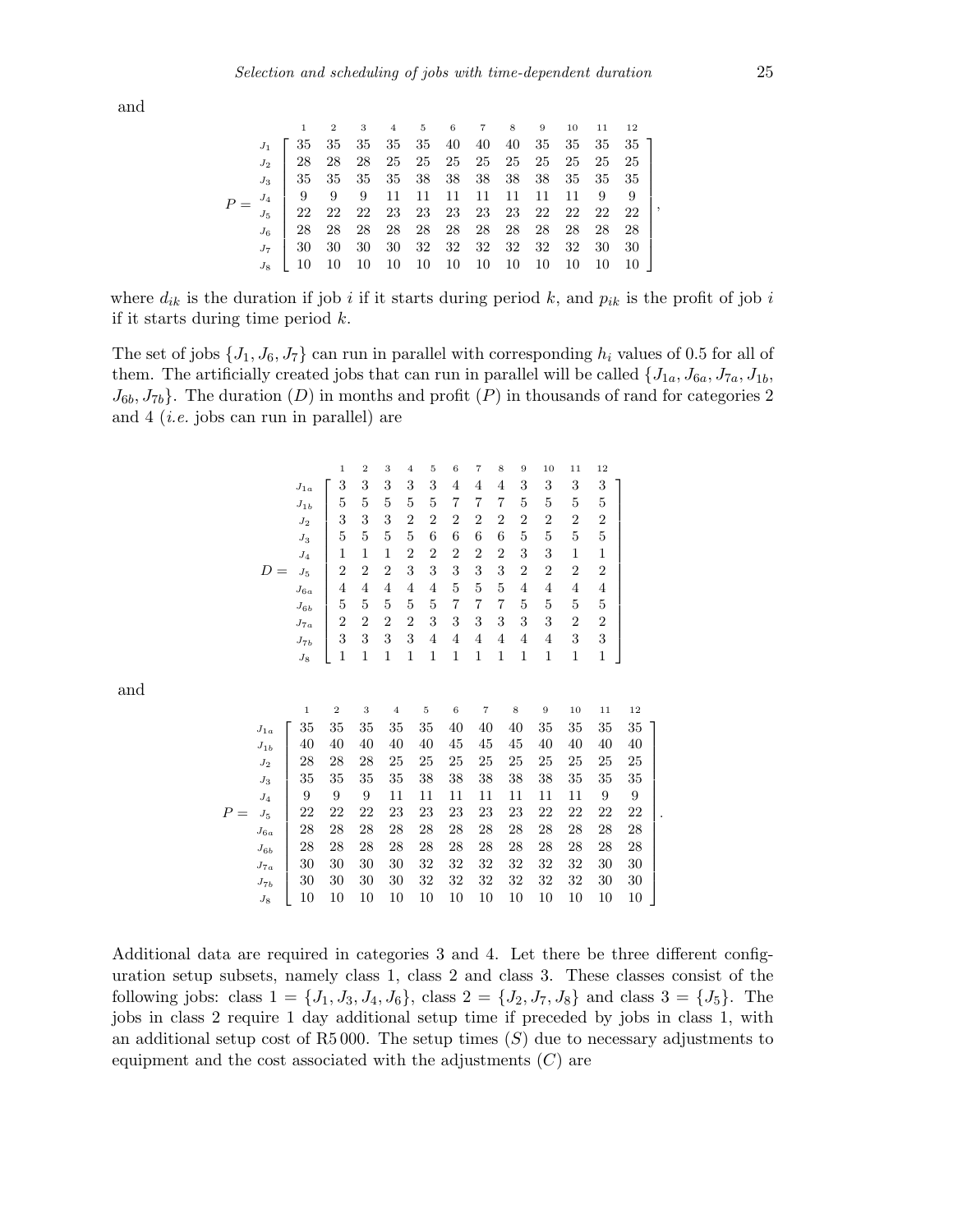and

$$
P = \begin{array}{c} \\ J_1 \\ J_2 \\ J_3 \\ J_4 \\ J_5 \\ J_6 \\ J_7 \\ J_8 \end{array}
\begin{array}{c} \begin{array}{cccccccccccc} 1 & 2 & 3 & 4 & 5 & 6 & 7 & 8 & 9 & 10 & 11 & 12 \end{array} \\
\left[\begin{array}{cccccccccccc}
35 & 35 & 35 & 35 & 35 & 40 & 40 & 40 & 35 & 35 & 35 & 35 \\
28 & 28 & 28 & 25 & 25 & 25 & 25 & 25 & 25 & 25 & 25 & 25 \\
35 & 35 & 35 & 35 & 38 & 38 & 38 & 38 & 38 & 35 & 35 & 35 \\
9 & 9 & 9 & 11 & 11 & 11 & 11 & 11 & 11 & 11 & 9 & 9 \\
22 & 22 & 22 & 23 & 23 & 23 & 23 & 23 & 22 & 22 & 22 & 22 \\
28 & 28 & 28 & 28 & 28 & 28 & 28 & 28 & 28 & 28 & 28 & 28 \\
30 & 30 & 30 & 30 & 32 & 32 & 32 & 32 & 32 & 32 & 30 & 30 \\
10 & 10 & 10 & 10 & 10 & 10 & 10 & 10 & 10 & 10 & 10 & 10
\end{array}\right] \end{array},
$$

where $d_{ik}$ is the duration if job $i$ if it starts during period $k$, and $p_{ik}$ is the profit of job $i$ if it starts during time period $k$.

The set of jobs $\{J_1, J_6, J_7\}$ can run in parallel with corresponding $h_i$ values of 0.5 for all of them. The artificially created jobs that can run in parallel will be called $\{J_{1a}, J_{6a}, J_{7a}, J_{1b}, J_{6b}, J_{7b}\}$. The duration ($D$) in months and profit ($P$) in thousands of rand for categories 2 and 4 (*i.e.* jobs can run in parallel) are

$$
D = \begin{array}{c} \\ J_{1a} \\ J_{1b} \\ J_2 \\ J_3 \\ J_4 \\ J_5 \\ J_{6a} \\ J_{6b} \\ J_{7a} \\ J_{7b} \\ J_8 \end{array}
\begin{array}{c} \begin{array}{cccccccccccc} 1 & 2 & 3 & 4 & 5 & 6 & 7 & 8 & 9 & 10 & 11 & 12 \end{array} \\
\left[\begin{array}{cccccccccccc}
3 & 3 & 3 & 3 & 3 & 4 & 4 & 4 & 3 & 3 & 3 & 3 \\
5 & 5 & 5 & 5 & 5 & 7 & 7 & 7 & 5 & 5 & 5 & 5 \\
3 & 3 & 3 & 2 & 2 & 2 & 2 & 2 & 2 & 2 & 2 & 2 \\
5 & 5 & 5 & 5 & 6 & 6 & 6 & 6 & 5 & 5 & 5 & 5 \\
1 & 1 & 1 & 2 & 2 & 2 & 2 & 2 & 3 & 3 & 1 & 1 \\
2 & 2 & 2 & 3 & 3 & 3 & 3 & 3 & 2 & 2 & 2 & 2 \\
4 & 4 & 4 & 4 & 4 & 5 & 5 & 5 & 4 & 4 & 4 & 4 \\
5 & 5 & 5 & 5 & 5 & 7 & 7 & 7 & 5 & 5 & 5 & 5 \\
2 & 2 & 2 & 2 & 3 & 3 & 3 & 3 & 3 & 3 & 2 & 2 \\
3 & 3 & 3 & 3 & 4 & 4 & 4 & 4 & 4 & 4 & 3 & 3 \\
1 & 1 & 1 & 1 & 1 & 1 & 1 & 1 & 1 & 1 & 1 & 1
\end{array}\right] \end{array}
$$

and

$$
P = \begin{array}{c} \\ J_{1a} \\ J_{1b} \\ J_2 \\ J_3 \\ J_4 \\ J_5 \\ J_{6a} \\ J_{6b} \\ J_{7a} \\ J_{7b} \\ J_8 \end{array}
\begin{array}{c} \begin{array}{cccccccccccc} 1 & 2 & 3 & 4 & 5 & 6 & 7 & 8 & 9 & 10 & 11 & 12 \end{array} \\
\left[\begin{array}{cccccccccccc}
35 & 35 & 35 & 35 & 35 & 40 & 40 & 40 & 35 & 35 & 35 & 35 \\
40 & 40 & 40 & 40 & 40 & 45 & 45 & 45 & 40 & 40 & 40 & 40 \\
28 & 28 & 28 & 25 & 25 & 25 & 25 & 25 & 25 & 25 & 25 & 25 \\
35 & 35 & 35 & 35 & 38 & 38 & 38 & 38 & 38 & 35 & 35 & 35 \\
9 & 9 & 9 & 11 & 11 & 11 & 11 & 11 & 11 & 11 & 9 & 9 \\
22 & 22 & 22 & 23 & 23 & 23 & 23 & 23 & 22 & 22 & 22 & 22 \\
28 & 28 & 28 & 28 & 28 & 28 & 28 & 28 & 28 & 28 & 28 & 28 \\
28 & 28 & 28 & 28 & 28 & 28 & 28 & 28 & 28 & 28 & 28 & 28 \\
30 & 30 & 30 & 30 & 32 & 32 & 32 & 32 & 32 & 32 & 30 & 30 \\
30 & 30 & 30 & 30 & 32 & 32 & 32 & 32 & 32 & 32 & 30 & 30 \\
10 & 10 & 10 & 10 & 10 & 10 & 10 & 10 & 10 & 10 & 10 & 10
\end{array}\right] \end{array}.
$$

Additional data are required in categories 3 and 4. Let there be three different configuration setup subsets, namely class 1, class 2 and class 3. These classes consist of the following jobs: class 1 = $\{J_1, J_3, J_4, J_6\}$, class 2 = $\{J_2, J_7, J_8\}$ and class 3 = $\{J_5\}$. The jobs in class 2 require 1 day additional setup time if preceded by jobs in class 1, with an additional setup cost of R5 000. The setup times ($S$) due to necessary adjustments to equipment and the cost associated with the adjustments ($C$) are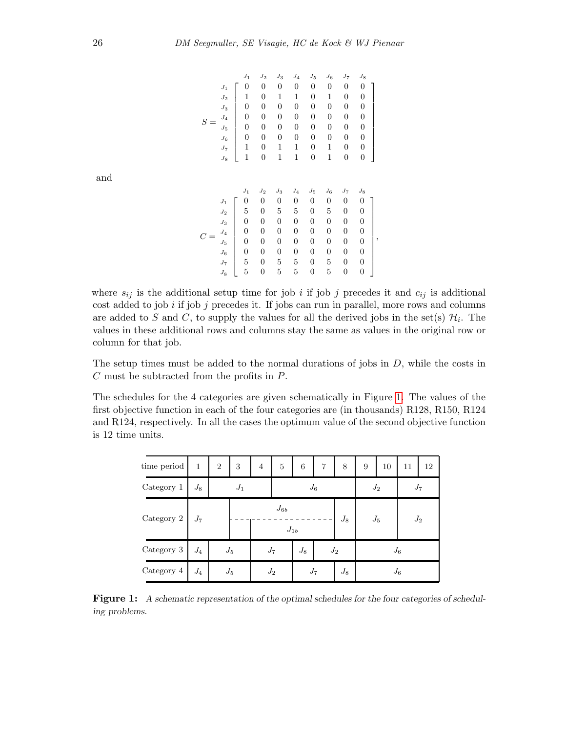$$S = \begin{array}{c} \\ J_1 \\ J_2 \\ J_3 \\ J_4 \\ J_5 \\ J_6 \\ J_7 \\ J_8 \end{array} \begin{array}{c} \begin{array}{cccccccc} J_1 & J_2 & J_3 & J_4 & J_5 & J_6 & J_7 & J_8 \end{array} \\ \left[\begin{array}{cccccccc} 0 & 0 & 0 & 0 & 0 & 0 & 0 & 0 \\ 1 & 0 & 1 & 1 & 0 & 1 & 0 & 0 \\ 0 & 0 & 0 & 0 & 0 & 0 & 0 & 0 \\ 0 & 0 & 0 & 0 & 0 & 0 & 0 & 0 \\ 0 & 0 & 0 & 0 & 0 & 0 & 0 & 0 \\ 0 & 0 & 0 & 0 & 0 & 0 & 0 & 0 \\ 1 & 0 & 1 & 1 & 0 & 1 & 0 & 0 \\ 1 & 0 & 1 & 1 & 0 & 1 & 0 & 0 \end{array}\right] \end{array}$$

and

$$C = \begin{array}{c} \\ J_1 \\ J_2 \\ J_3 \\ J_4 \\ J_5 \\ J_6 \\ J_7 \\ J_8 \end{array} \begin{array}{c} \begin{array}{cccccccc} J_1 & J_2 & J_3 & J_4 & J_5 & J_6 & J_7 & J_8 \end{array} \\ \left[\begin{array}{cccccccc} 0 & 0 & 0 & 0 & 0 & 0 & 0 & 0 \\ 5 & 0 & 5 & 5 & 0 & 5 & 0 & 0 \\ 0 & 0 & 0 & 0 & 0 & 0 & 0 & 0 \\ 0 & 0 & 0 & 0 & 0 & 0 & 0 & 0 \\ 0 & 0 & 0 & 0 & 0 & 0 & 0 & 0 \\ 0 & 0 & 0 & 0 & 0 & 0 & 0 & 0 \\ 5 & 0 & 5 & 5 & 0 & 5 & 0 & 0 \\ 5 & 0 & 5 & 5 & 0 & 5 & 0 & 0 \end{array}\right] \end{array},$$

where $s_{ij}$ is the additional setup time for job $i$ if job $j$ precedes it and $c_{ij}$ is additional cost added to job $i$ if job $j$ precedes it. If jobs can run in parallel, more rows and columns are added to $S$ and $C$, to supply the values for all the derived jobs in the set(s) $\mathcal{H}_i$. The values in these additional rows and columns stay the same as values in the original row or column for that job.

The setup times must be added to the normal durations of jobs in $D$, while the costs in $C$ must be subtracted from the profits in $P$.

The schedules for the 4 categories are given schematically in Figure 1. The values of the first objective function in each of the four categories are (in thousands) R128, R150, R124 and R124, respectively. In all the cases the optimum value of the second objective function is 12 time units.

| time period | 1 | 2 | 3 | 4 | 5 | 6 | 7 | 8 | 9 | 10 | 11 | 12 |
|---|---|---|---|---|---|---|---|---|---|---|---|---|
| Category 1 | $J_8$ | $J_1$ | | | $J_6$ | | | | $J_2$ | | $J_7$ | |
| Category 2 | $J_7$ | | $J_{6b}$ | | | | | $J_8$ | $J_5$ | | $J_2$ | |
| | | | | $J_{1b}$ | | | | | | | | |
| Category 3 | $J_4$ | $J_5$ | | $J_7$ | | $J_8$ | $J_2$ | | $J_6$ | | | |
| Category 4 | $J_4$ | $J_5$ | | $J_2$ | | $J_7$ | | $J_8$ | $J_6$ | | | |

**Figure 1:** *A schematic representation of the optimal schedules for the four categories of scheduling problems.*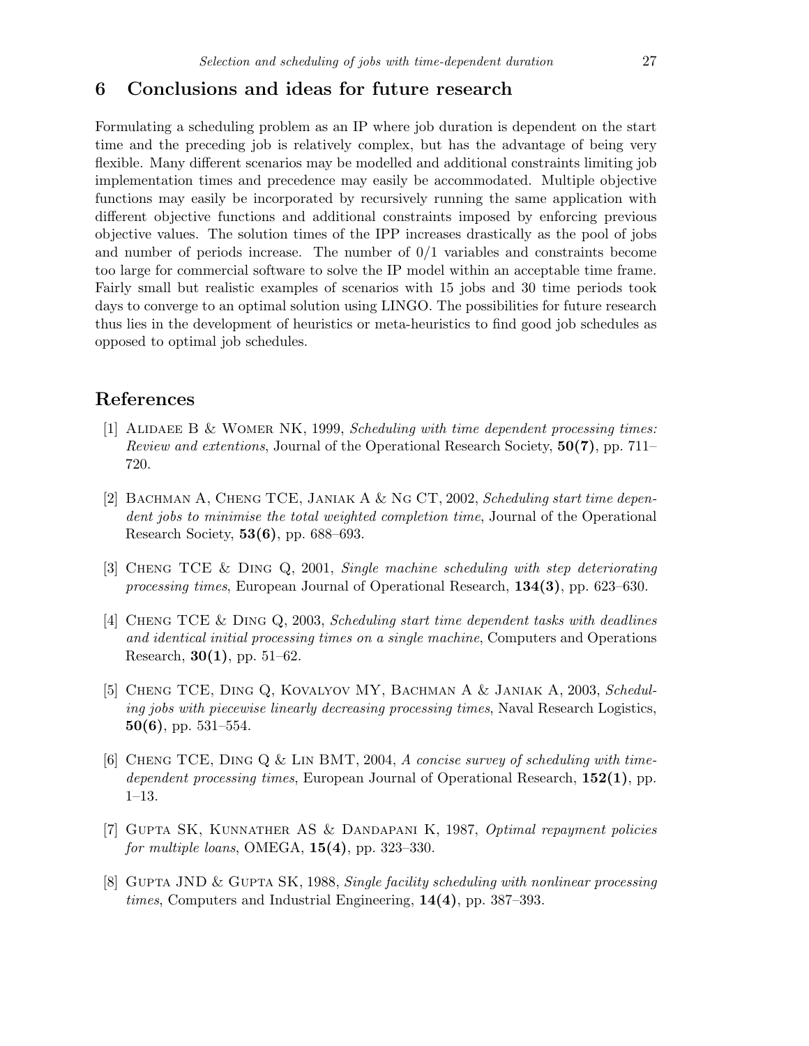## 6 Conclusions and ideas for future research

Formulating a scheduling problem as an IP where job duration is dependent on the start time and the preceding job is relatively complex, but has the advantage of being very flexible. Many different scenarios may be modelled and additional constraints limiting job implementation times and precedence may easily be accommodated. Multiple objective functions may easily be incorporated by recursively running the same application with different objective functions and additional constraints imposed by enforcing previous objective values. The solution times of the IPP increases drastically as the pool of jobs and number of periods increase. The number of 0/1 variables and constraints become too large for commercial software to solve the IP model within an acceptable time frame. Fairly small but realistic examples of scenarios with 15 jobs and 30 time periods took days to converge to an optimal solution using LINGO. The possibilities for future research thus lies in the development of heuristics or meta-heuristics to find good job schedules as opposed to optimal job schedules.

## References

[1] Alidaee B & Womer NK, 1999, *Scheduling with time dependent processing times: Review and extentions*, Journal of the Operational Research Society, **50(7)**, pp. 711–720.

[2] Bachman A, Cheng TCE, Janiak A & Ng CT, 2002, *Scheduling start time dependent jobs to minimise the total weighted completion time*, Journal of the Operational Research Society, **53(6)**, pp. 688–693.

[3] Cheng TCE & Ding Q, 2001, *Single machine scheduling with step deteriorating processing times*, European Journal of Operational Research, **134(3)**, pp. 623–630.

[4] Cheng TCE & Ding Q, 2003, *Scheduling start time dependent tasks with deadlines and identical initial processing times on a single machine*, Computers and Operations Research, **30(1)**, pp. 51–62.

[5] Cheng TCE, Ding Q, Kovalyov MY, Bachman A & Janiak A, 2003, *Scheduling jobs with piecewise linearly decreasing processing times*, Naval Research Logistics, **50(6)**, pp. 531–554.

[6] Cheng TCE, Ding Q & Lin BMT, 2004, *A concise survey of scheduling with time-dependent processing times*, European Journal of Operational Research, **152(1)**, pp. 1–13.

[7] Gupta SK, Kunnather AS & Dandapani K, 1987, *Optimal repayment policies for multiple loans*, OMEGA, **15(4)**, pp. 323–330.

[8] Gupta JND & Gupta SK, 1988, *Single facility scheduling with nonlinear processing times*, Computers and Industrial Engineering, **14(4)**, pp. 387–393.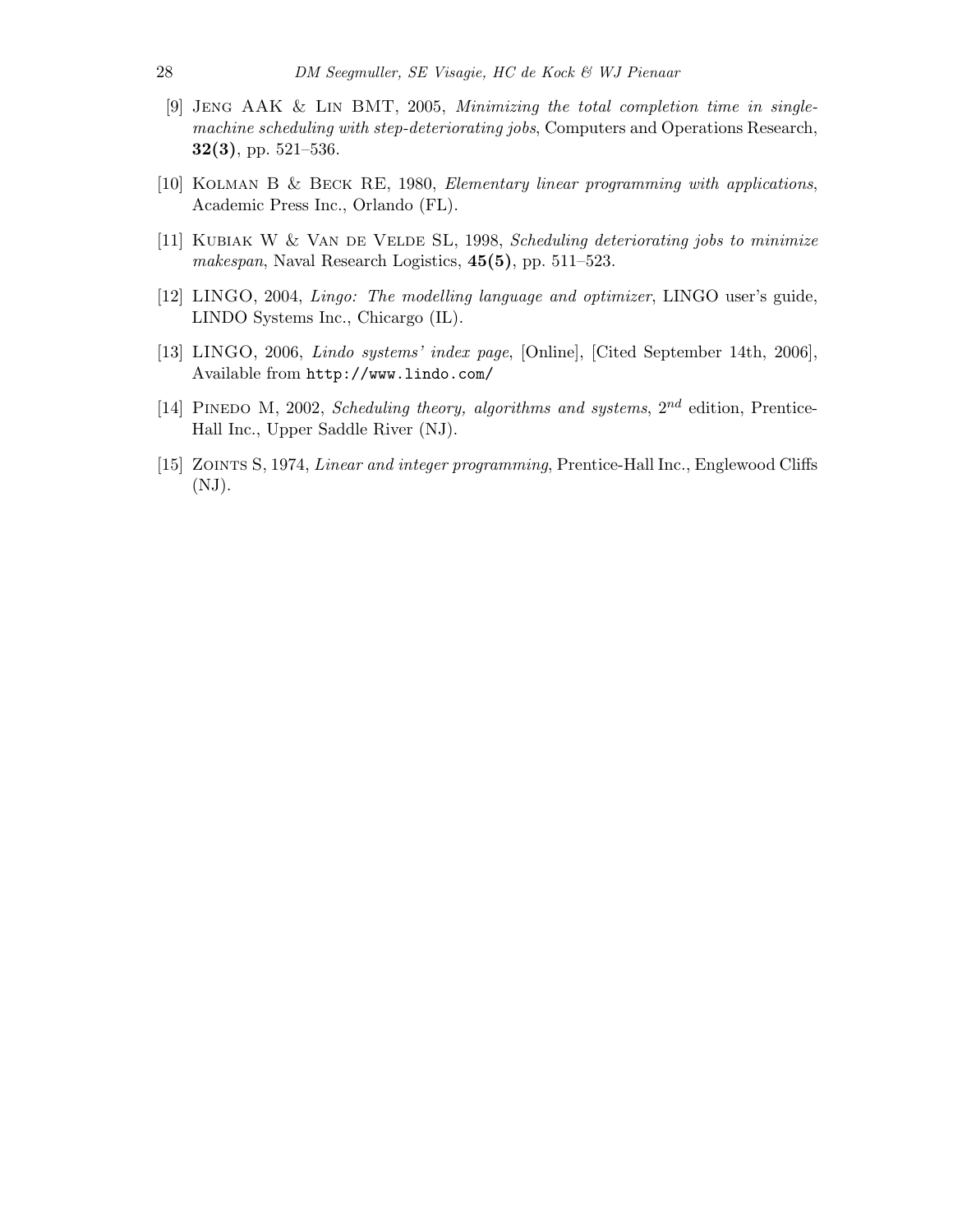[9] Jeng AAK & Lin BMT, 2005, *Minimizing the total completion time in single-machine scheduling with step-deteriorating jobs*, Computers and Operations Research, **32(3)**, pp. 521–536.

[10] Kolman B & Beck RE, 1980, *Elementary linear programming with applications*, Academic Press Inc., Orlando (FL).

[11] Kubiak W & Van de Velde SL, 1998, *Scheduling deteriorating jobs to minimize makespan*, Naval Research Logistics, **45(5)**, pp. 511–523.

[12] LINGO, 2004, *Lingo: The modelling language and optimizer*, LINGO user's guide, LINDO Systems Inc., Chicargo (IL).

[13] LINGO, 2006, *Lindo systems' index page*, [Online], [Cited September 14th, 2006], Available from `http://www.lindo.com/`

[14] Pinedo M, 2002, *Scheduling theory, algorithms and systems*, $2^{nd}$ edition, Prentice-Hall Inc., Upper Saddle River (NJ).

[15] Zoints S, 1974, *Linear and integer programming*, Prentice-Hall Inc., Englewood Cliffs (NJ).